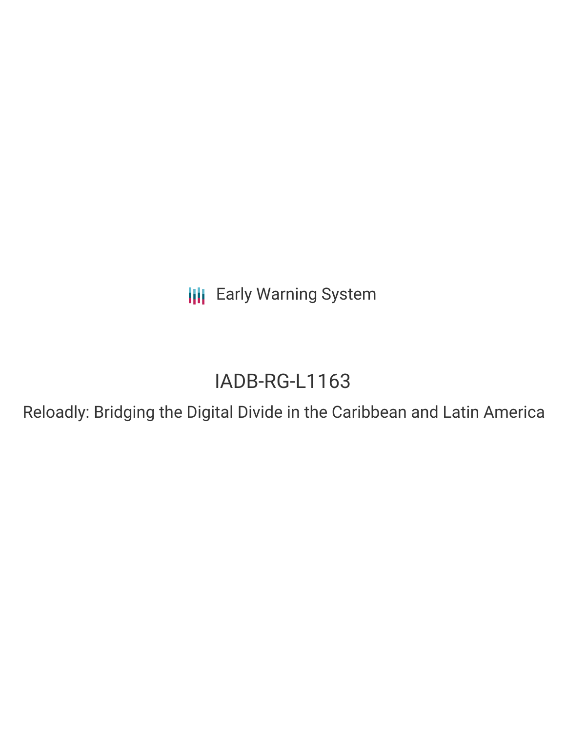Early Warning System

# IADB-RG-L1163

## Reloadly: Bridging the Digital Divide in the Caribbean and Latin America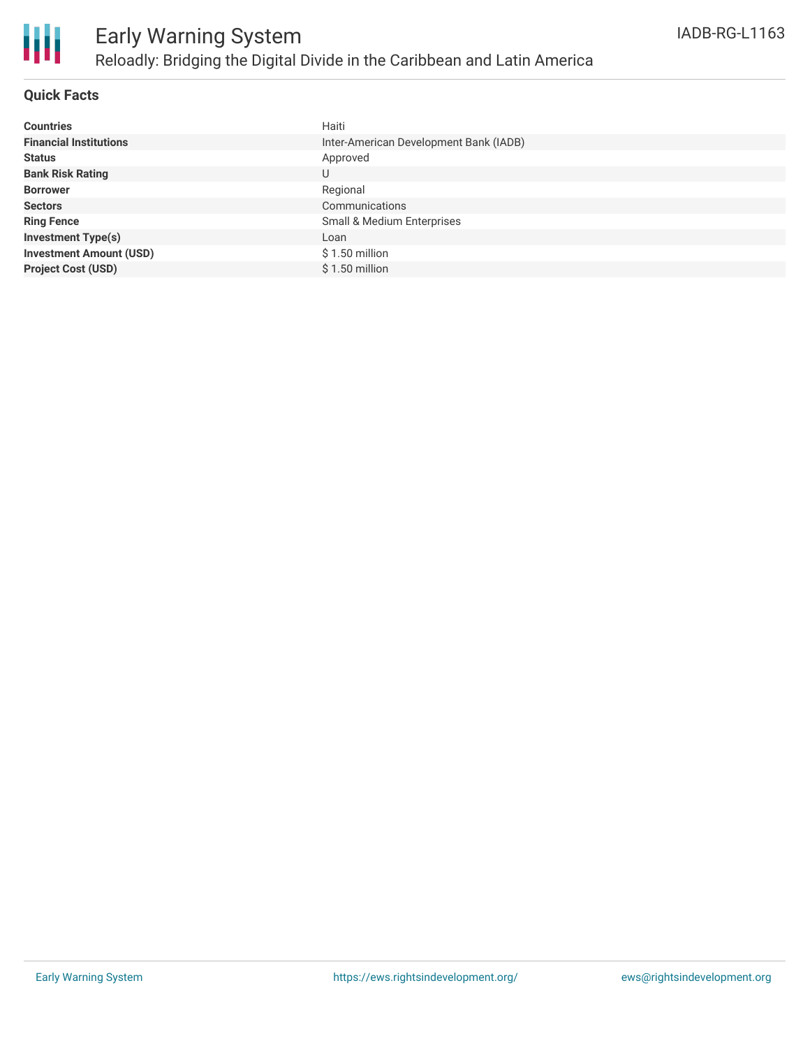# Early Warning System

## Reloadly: Bridging the Digital Divide in the Caribbean and Latin America

IADB-RG-L1163

### Quick Facts

| | |
|---|---|
| **Countries** | Haiti |
| **Financial Institutions** | Inter-American Development Bank (IADB) |
| **Status** | Approved |
| **Bank Risk Rating** | U |
| **Borrower** | Regional |
| **Sectors** | Communications |
| **Ring Fence** | Small & Medium Enterprises |
| **Investment Type(s)** | Loan |
| **Investment Amount (USD)** | $ 1.50 million |
| **Project Cost (USD)** | $ 1.50 million |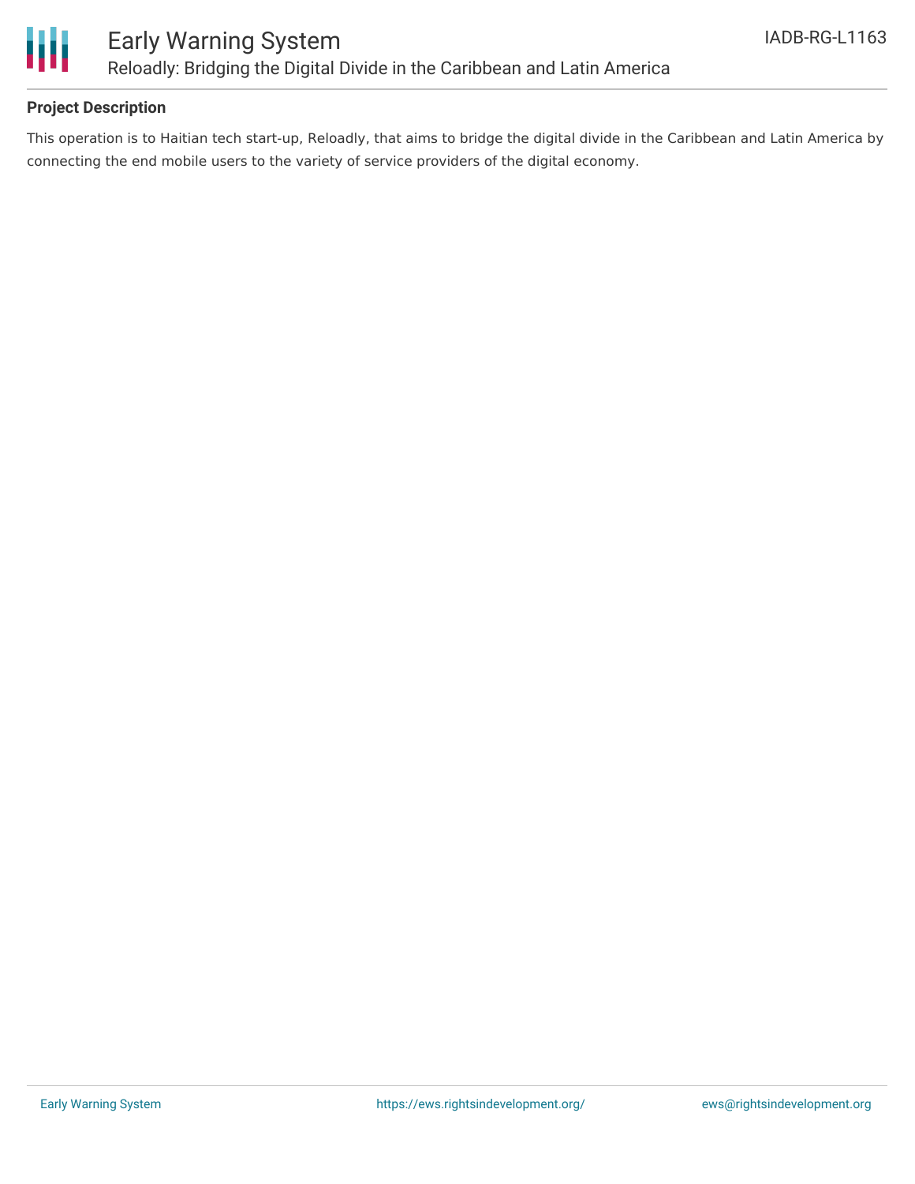## Project Description

This operation is to Haitian tech start-up, Reloadly, that aims to bridge the digital divide in the Caribbean and Latin America by connecting the end mobile users to the variety of service providers of the digital economy.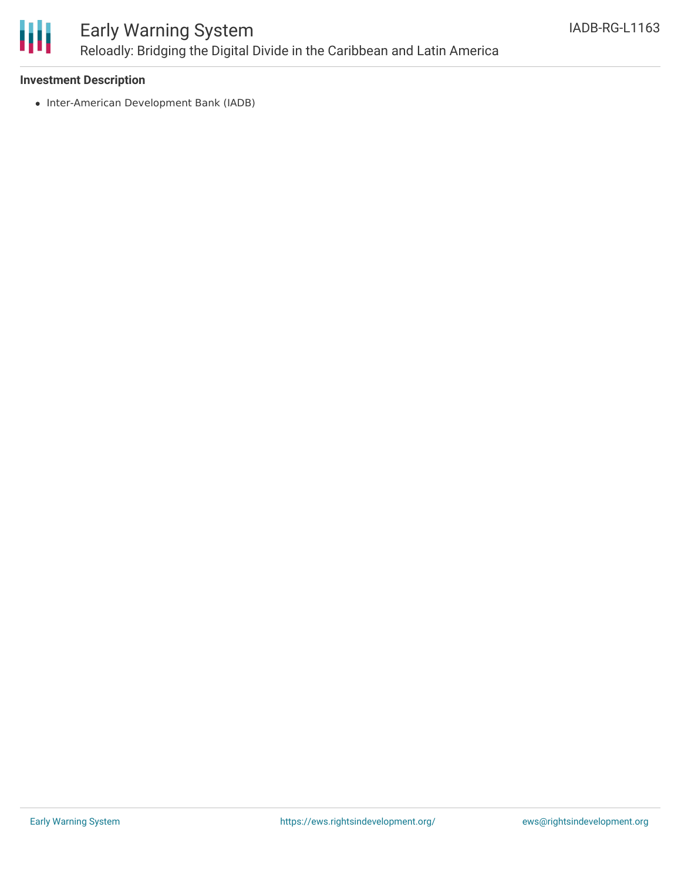**Investment Description**

- Inter-American Development Bank (IADB)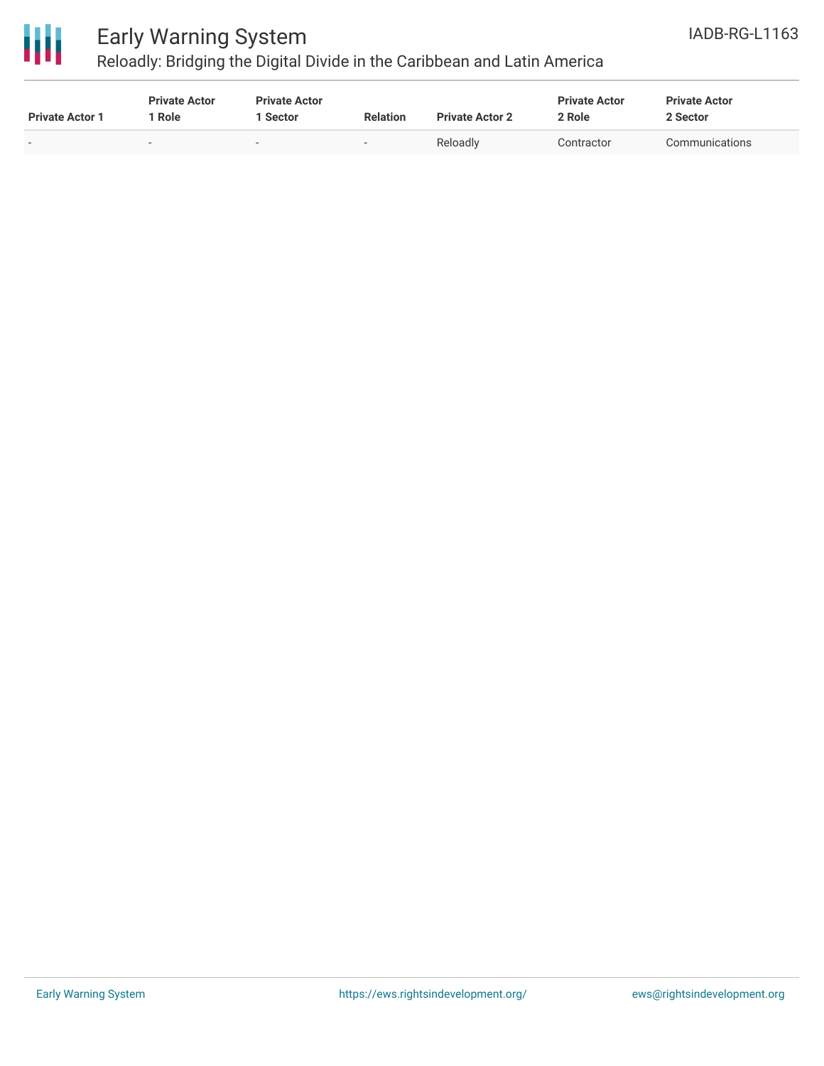| Private Actor 1 | Private Actor 1 Role | Private Actor 1 Sector | Relation | Private Actor 2 | Private Actor 2 Role | Private Actor 2 Sector |
|---|---|---|---|---|---|---|
| - | - | - | - | Reloadly | Contractor | Communications |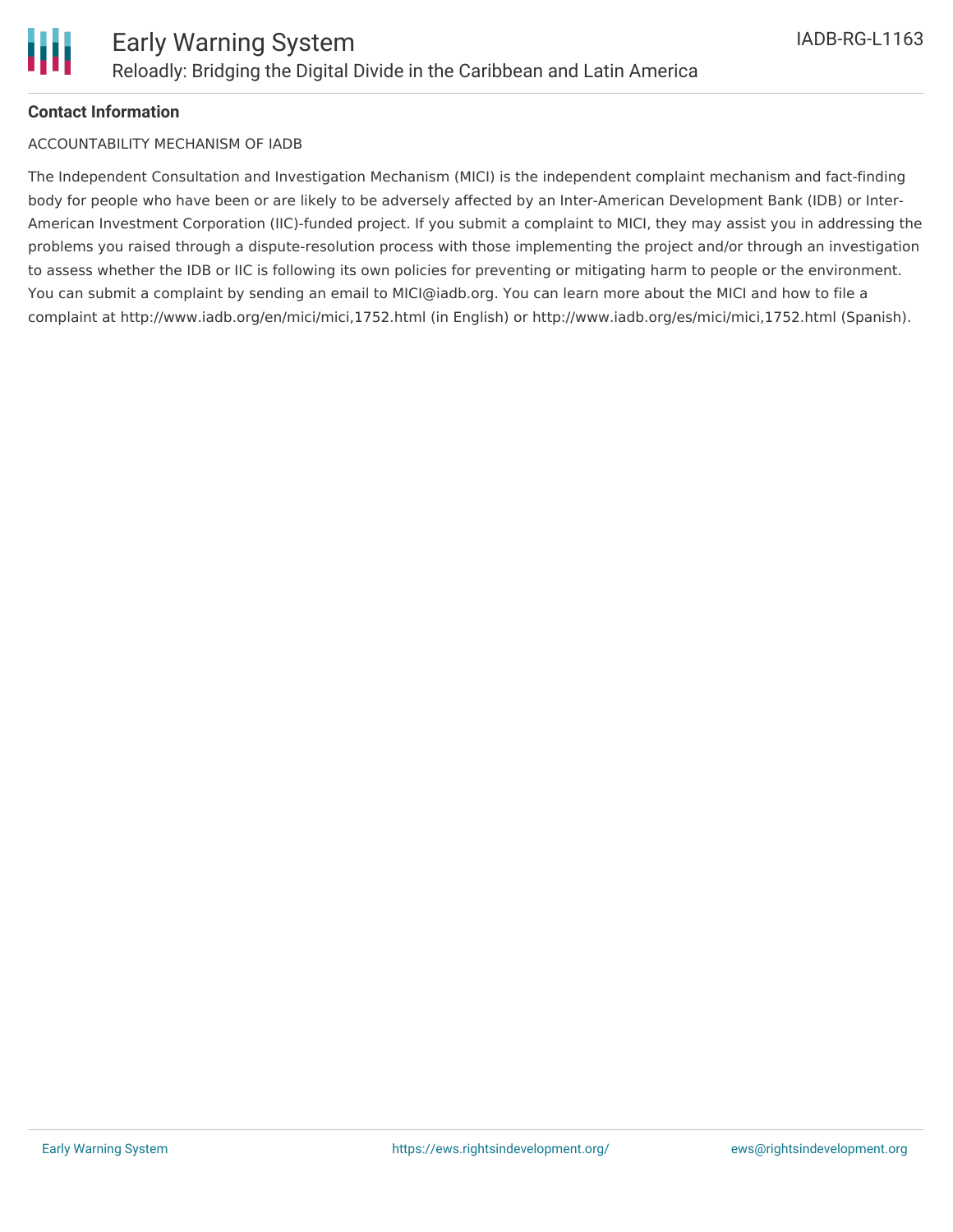**Contact Information**

ACCOUNTABILITY MECHANISM OF IADB

The Independent Consultation and Investigation Mechanism (MICI) is the independent complaint mechanism and fact-finding body for people who have been or are likely to be adversely affected by an Inter-American Development Bank (IDB) or Inter-American Investment Corporation (IIC)-funded project. If you submit a complaint to MICI, they may assist you in addressing the problems you raised through a dispute-resolution process with those implementing the project and/or through an investigation to assess whether the IDB or IIC is following its own policies for preventing or mitigating harm to people or the environment. You can submit a complaint by sending an email to MICI@iadb.org. You can learn more about the MICI and how to file a complaint at http://www.iadb.org/en/mici/mici,1752.html (in English) or http://www.iadb.org/es/mici/mici,1752.html (Spanish).